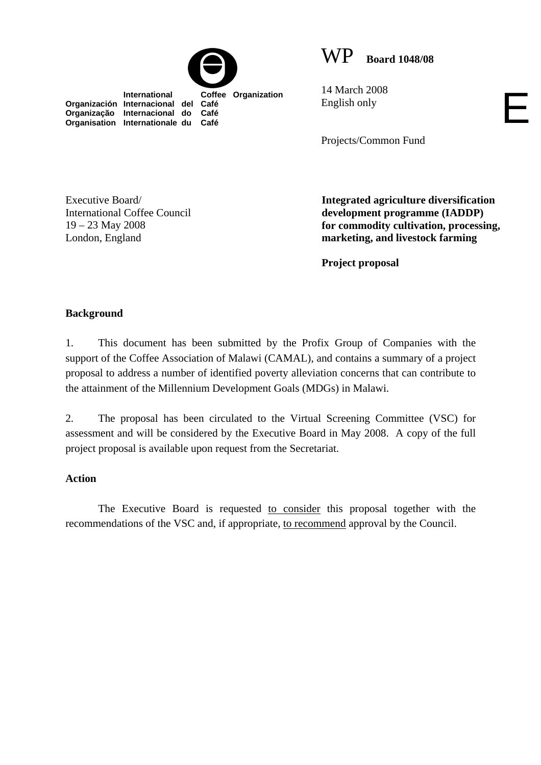International Coffee Organization
Organización Internacional del Café
Organização Internacional do Café
Organisation Internationale du Café

WP **Board 1048/08**

14 March 2008
English only

E

Projects/Common Fund

Executive Board/
International Coffee Council
19 – 23 May 2008
London, England

**Integrated agriculture diversification development programme (IADDP) for commodity cultivation, processing, marketing, and livestock farming**

**Project proposal**

**Background**

1. This document has been submitted by the Profix Group of Companies with the support of the Coffee Association of Malawi (CAMAL), and contains a summary of a project proposal to address a number of identified poverty alleviation concerns that can contribute to the attainment of the Millennium Development Goals (MDGs) in Malawi.

2. The proposal has been circulated to the Virtual Screening Committee (VSC) for assessment and will be considered by the Executive Board in May 2008. A copy of the full project proposal is available upon request from the Secretariat.

**Action**

The Executive Board is requested to consider this proposal together with the recommendations of the VSC and, if appropriate, to recommend approval by the Council.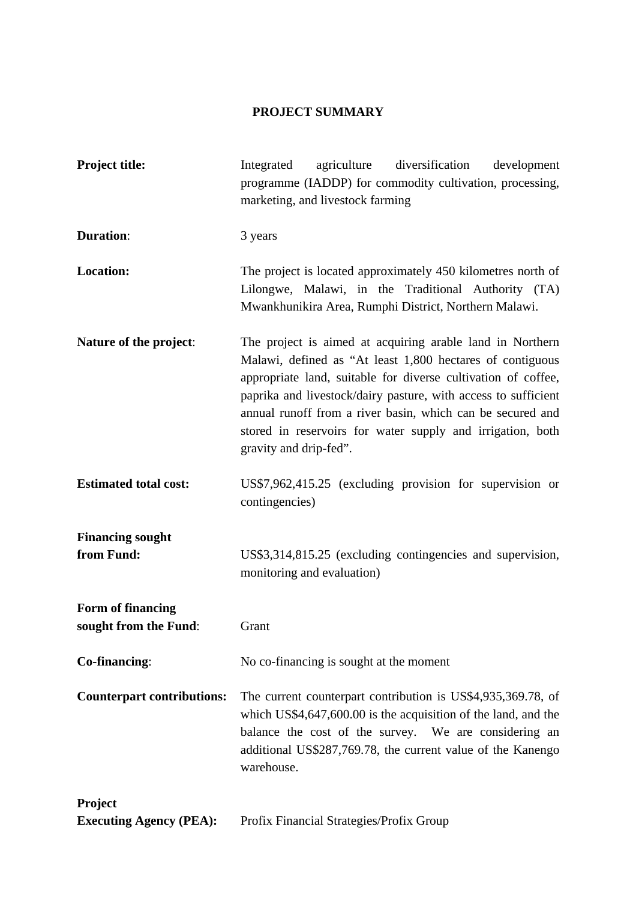# PROJECT SUMMARY

| | |
|---|---|
| **Project title:** | Integrated agriculture diversification development programme (IADDP) for commodity cultivation, processing, marketing, and livestock farming |
| **Duration**: | 3 years |
| **Location:** | The project is located approximately 450 kilometres north of Lilongwe, Malawi, in the Traditional Authority (TA) Mwankhunikira Area, Rumphi District, Northern Malawi. |
| **Nature of the project**: | The project is aimed at acquiring arable land in Northern Malawi, defined as "At least 1,800 hectares of contiguous appropriate land, suitable for diverse cultivation of coffee, paprika and livestock/dairy pasture, with access to sufficient annual runoff from a river basin, which can be secured and stored in reservoirs for water supply and irrigation, both gravity and drip-fed". |
| **Estimated total cost:** | US$7,962,415.25 (excluding provision for supervision or contingencies) |
| **Financing sought from Fund:** | US$3,314,815.25 (excluding contingencies and supervision, monitoring and evaluation) |
| **Form of financing sought from the Fund**: | Grant |
| **Co-financing**: | No co-financing is sought at the moment |
| **Counterpart contributions:** | The current counterpart contribution is US$4,935,369.78, of which US$4,647,600.00 is the acquisition of the land, and the balance the cost of the survey. We are considering an additional US$287,769.78, the current value of the Kanengo warehouse. |
| **Project Executing Agency (PEA):** | Profix Financial Strategies/Profix Group |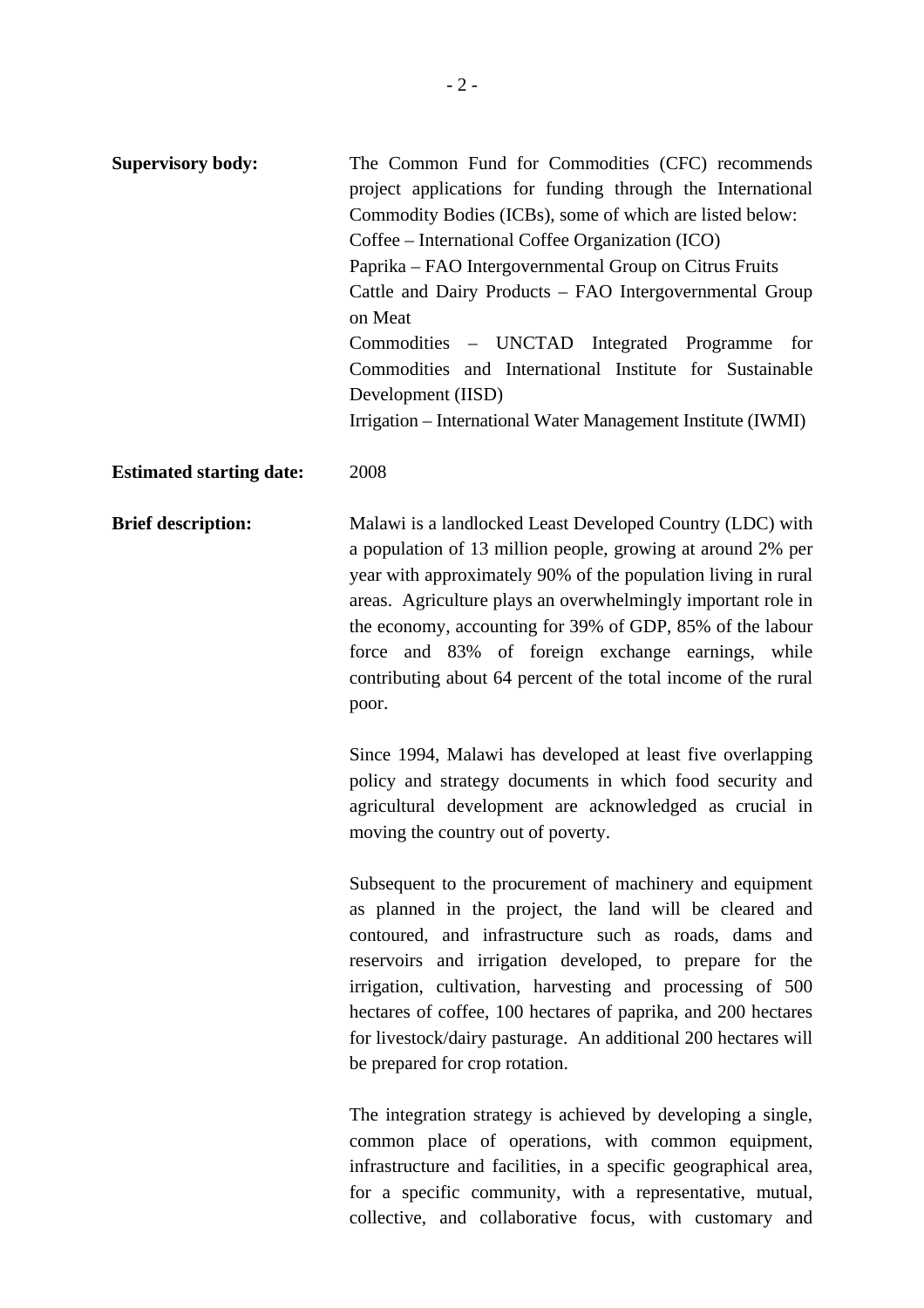**Supervisory body:** The Common Fund for Commodities (CFC) recommends project applications for funding through the International Commodity Bodies (ICBs), some of which are listed below:
Coffee – International Coffee Organization (ICO)
Paprika – FAO Intergovernmental Group on Citrus Fruits
Cattle and Dairy Products – FAO Intergovernmental Group on Meat
Commodities – UNCTAD Integrated Programme for Commodities and International Institute for Sustainable Development (IISD)
Irrigation – International Water Management Institute (IWMI)

**Estimated starting date:** 2008

**Brief description:** Malawi is a landlocked Least Developed Country (LDC) with a population of 13 million people, growing at around 2% per year with approximately 90% of the population living in rural areas. Agriculture plays an overwhelmingly important role in the economy, accounting for 39% of GDP, 85% of the labour force and 83% of foreign exchange earnings, while contributing about 64 percent of the total income of the rural poor.

Since 1994, Malawi has developed at least five overlapping policy and strategy documents in which food security and agricultural development are acknowledged as crucial in moving the country out of poverty.

Subsequent to the procurement of machinery and equipment as planned in the project, the land will be cleared and contoured, and infrastructure such as roads, dams and reservoirs and irrigation developed, to prepare for the irrigation, cultivation, harvesting and processing of 500 hectares of coffee, 100 hectares of paprika, and 200 hectares for livestock/dairy pasturage. An additional 200 hectares will be prepared for crop rotation.

The integration strategy is achieved by developing a single, common place of operations, with common equipment, infrastructure and facilities, in a specific geographical area, for a specific community, with a representative, mutual, collective, and collaborative focus, with customary and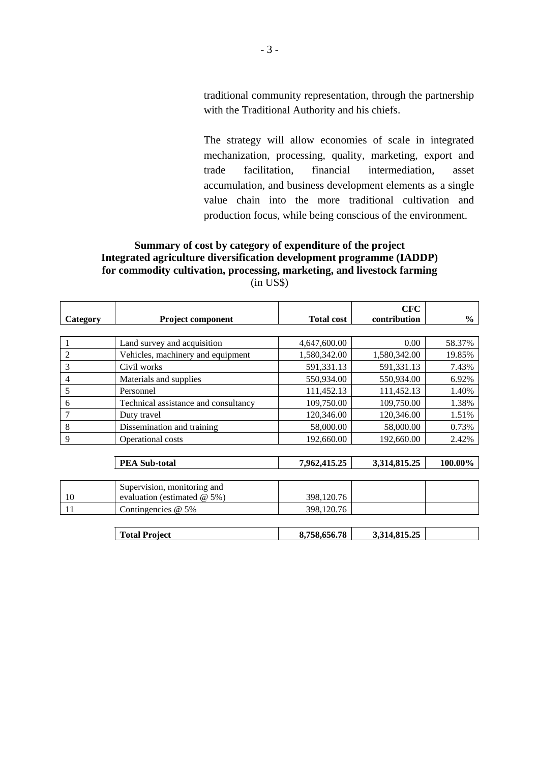traditional community representation, through the partnership with the Traditional Authority and his chiefs.

The strategy will allow economies of scale in integrated mechanization, processing, quality, marketing, export and trade facilitation, financial intermediation, asset accumulation, and business development elements as a single value chain into the more traditional cultivation and production focus, while being conscious of the environment.

**Summary of cost by category of expenditure of the project Integrated agriculture diversification development programme (IADDP) for commodity cultivation, processing, marketing, and livestock farming**
(in US$)

| Category | Project component | Total cost | CFC contribution | % |
|---|---|---|---|---|
| 1 | Land survey and acquisition | 4,647,600.00 | 0.00 | 58.37% |
| 2 | Vehicles, machinery and equipment | 1,580,342.00 | 1,580,342.00 | 19.85% |
| 3 | Civil works | 591,331.13 | 591,331.13 | 7.43% |
| 4 | Materials and supplies | 550,934.00 | 550,934.00 | 6.92% |
| 5 | Personnel | 111,452.13 | 111,452.13 | 1.40% |
| 6 | Technical assistance and consultancy | 109,750.00 | 109,750.00 | 1.38% |
| 7 | Duty travel | 120,346.00 | 120,346.00 | 1.51% |
| 8 | Dissemination and training | 58,000.00 | 58,000.00 | 0.73% |
| 9 | Operational costs | 192,660.00 | 192,660.00 | 2.42% |
| | **PEA Sub-total** | **7,962,415.25** | **3,314,815.25** | **100.00%** |
| 10 | Supervision, monitoring and evaluation (estimated @ 5%) | 398,120.76 | | |
| 11 | Contingencies @ 5% | 398,120.76 | | |
| | **Total Project** | **8,758,656.78** | **3,314,815.25** | |